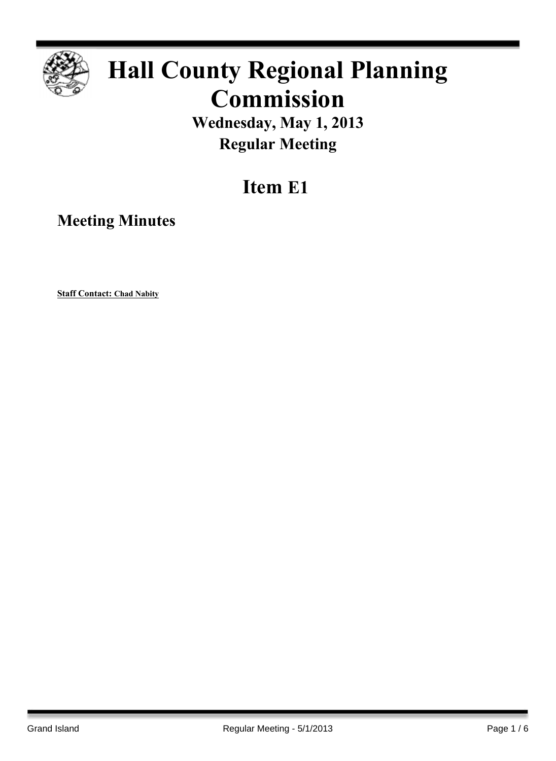# Hall County Regional Planning Commission

## Wednesday, May 1, 2013

## Regular Meeting

# Item E1

## Meeting Minutes

**Staff Contact: Chad Nabity**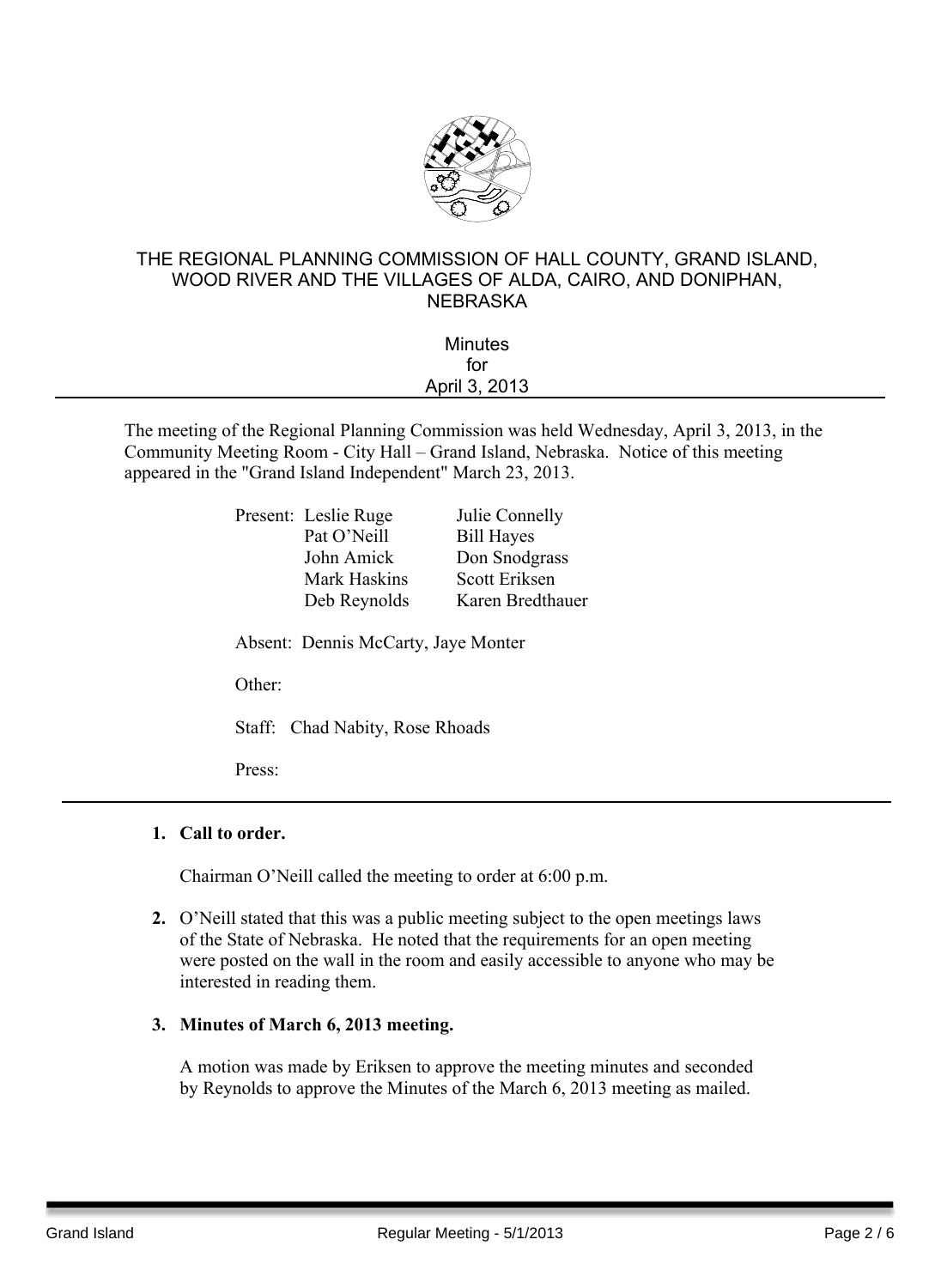# THE REGIONAL PLANNING COMMISSION OF HALL COUNTY, GRAND ISLAND, WOOD RIVER AND THE VILLAGES OF ALDA, CAIRO, AND DONIPHAN, NEBRASKA

Minutes
for
April 3, 2013

---

The meeting of the Regional Planning Commission was held Wednesday, April 3, 2013, in the Community Meeting Room - City Hall – Grand Island, Nebraska. Notice of this meeting appeared in the "Grand Island Independent" March 23, 2013.

Present: Leslie Ruge, Julie Connelly, Pat O'Neill, Bill Hayes, John Amick, Don Snodgrass, Mark Haskins, Scott Eriksen, Deb Reynolds, Karen Bredthauer

Absent: Dennis McCarty, Jaye Monter

Other:

Staff: Chad Nabity, Rose Rhoads

Press:

---

1. **Call to order.**

   Chairman O'Neill called the meeting to order at 6:00 p.m.

2. O'Neill stated that this was a public meeting subject to the open meetings laws of the State of Nebraska. He noted that the requirements for an open meeting were posted on the wall in the room and easily accessible to anyone who may be interested in reading them.

3. **Minutes of March 6, 2013 meeting.**

   A motion was made by Eriksen to approve the meeting minutes and seconded by Reynolds to approve the Minutes of the March 6, 2013 meeting as mailed.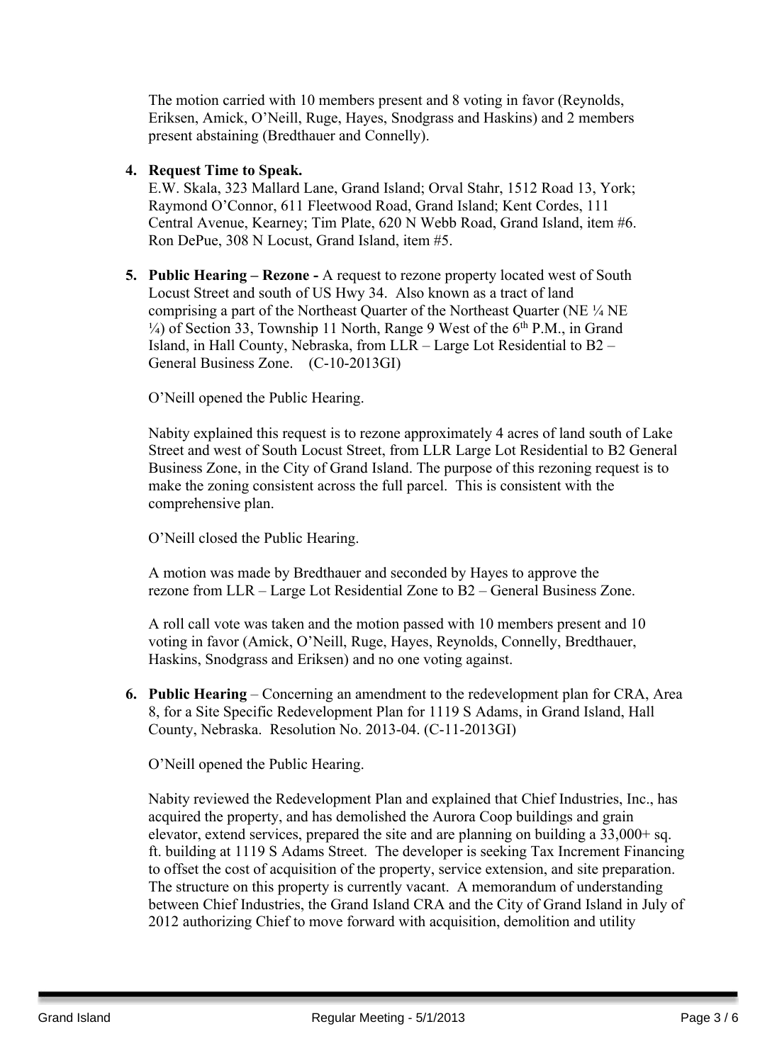The motion carried with 10 members present and 8 voting in favor (Reynolds, Eriksen, Amick, O'Neill, Ruge, Hayes, Snodgrass and Haskins) and 2 members present abstaining (Bredthauer and Connelly).

4. **Request Time to Speak.**
   E.W. Skala, 323 Mallard Lane, Grand Island; Orval Stahr, 1512 Road 13, York; Raymond O'Connor, 611 Fleetwood Road, Grand Island; Kent Cordes, 111 Central Avenue, Kearney; Tim Plate, 620 N Webb Road, Grand Island, item #6. Ron DePue, 308 N Locust, Grand Island, item #5.

5. **Public Hearing – Rezone -** A request to rezone property located west of South Locust Street and south of US Hwy 34. Also known as a tract of land comprising a part of the Northeast Quarter of the Northeast Quarter (NE ¼ NE ¼) of Section 33, Township 11 North, Range 9 West of the 6th P.M., in Grand Island, in Hall County, Nebraska, from LLR – Large Lot Residential to B2 – General Business Zone. (C-10-2013GI)

   O'Neill opened the Public Hearing.

   Nabity explained this request is to rezone approximately 4 acres of land south of Lake Street and west of South Locust Street, from LLR Large Lot Residential to B2 General Business Zone, in the City of Grand Island. The purpose of this rezoning request is to make the zoning consistent across the full parcel. This is consistent with the comprehensive plan.

   O'Neill closed the Public Hearing.

   A motion was made by Bredthauer and seconded by Hayes to approve the rezone from LLR – Large Lot Residential Zone to B2 – General Business Zone.

   A roll call vote was taken and the motion passed with 10 members present and 10 voting in favor (Amick, O'Neill, Ruge, Hayes, Reynolds, Connelly, Bredthauer, Haskins, Snodgrass and Eriksen) and no one voting against.

6. **Public Hearing** – Concerning an amendment to the redevelopment plan for CRA, Area 8, for a Site Specific Redevelopment Plan for 1119 S Adams, in Grand Island, Hall County, Nebraska. Resolution No. 2013-04. (C-11-2013GI)

   O'Neill opened the Public Hearing.

   Nabity reviewed the Redevelopment Plan and explained that Chief Industries, Inc., has acquired the property, and has demolished the Aurora Coop buildings and grain elevator, extend services, prepared the site and are planning on building a 33,000+ sq. ft. building at 1119 S Adams Street. The developer is seeking Tax Increment Financing to offset the cost of acquisition of the property, service extension, and site preparation. The structure on this property is currently vacant. A memorandum of understanding between Chief Industries, the Grand Island CRA and the City of Grand Island in July of 2012 authorizing Chief to move forward with acquisition, demolition and utility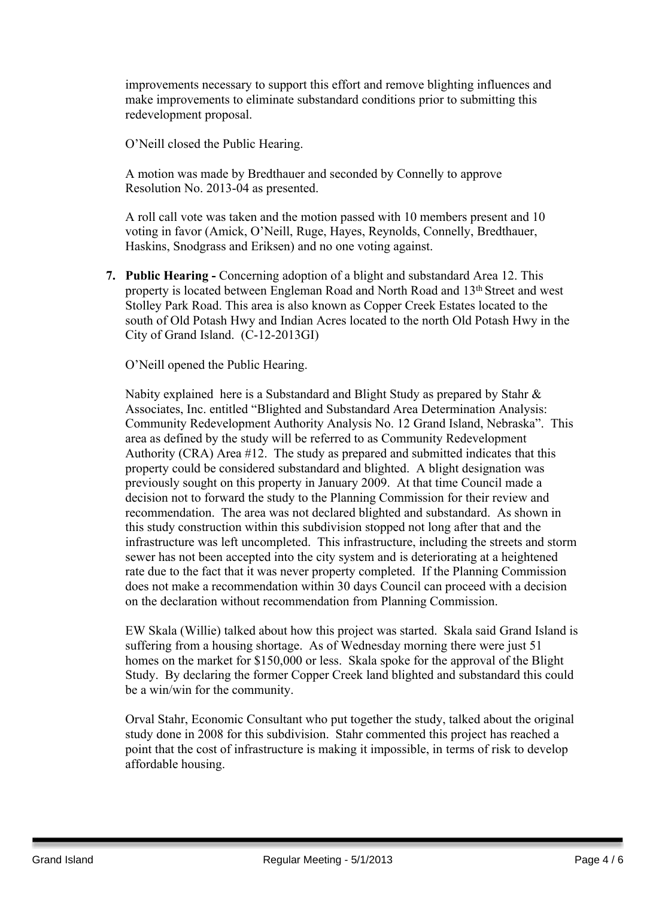improvements necessary to support this effort and remove blighting influences and make improvements to eliminate substandard conditions prior to submitting this redevelopment proposal.

O'Neill closed the Public Hearing.

A motion was made by Bredthauer and seconded by Connelly to approve Resolution No. 2013-04 as presented.

A roll call vote was taken and the motion passed with 10 members present and 10 voting in favor (Amick, O'Neill, Ruge, Hayes, Reynolds, Connelly, Bredthauer, Haskins, Snodgrass and Eriksen) and no one voting against.

7. **Public Hearing -** Concerning adoption of a blight and substandard Area 12. This property is located between Engleman Road and North Road and 13th Street and west Stolley Park Road. This area is also known as Copper Creek Estates located to the south of Old Potash Hwy and Indian Acres located to the north Old Potash Hwy in the City of Grand Island. (C-12-2013GI)

   O'Neill opened the Public Hearing.

   Nabity explained here is a Substandard and Blight Study as prepared by Stahr & Associates, Inc. entitled "Blighted and Substandard Area Determination Analysis: Community Redevelopment Authority Analysis No. 12 Grand Island, Nebraska". This area as defined by the study will be referred to as Community Redevelopment Authority (CRA) Area #12. The study as prepared and submitted indicates that this property could be considered substandard and blighted. A blight designation was previously sought on this property in January 2009. At that time Council made a decision not to forward the study to the Planning Commission for their review and recommendation. The area was not declared blighted and substandard. As shown in this study construction within this subdivision stopped not long after that and the infrastructure was left uncompleted. This infrastructure, including the streets and storm sewer has not been accepted into the city system and is deteriorating at a heightened rate due to the fact that it was never property completed. If the Planning Commission does not make a recommendation within 30 days Council can proceed with a decision on the declaration without recommendation from Planning Commission.

   EW Skala (Willie) talked about how this project was started. Skala said Grand Island is suffering from a housing shortage. As of Wednesday morning there were just 51 homes on the market for $150,000 or less. Skala spoke for the approval of the Blight Study. By declaring the former Copper Creek land blighted and substandard this could be a win/win for the community.

   Orval Stahr, Economic Consultant who put together the study, talked about the original study done in 2008 for this subdivision. Stahr commented this project has reached a point that the cost of infrastructure is making it impossible, in terms of risk to develop affordable housing.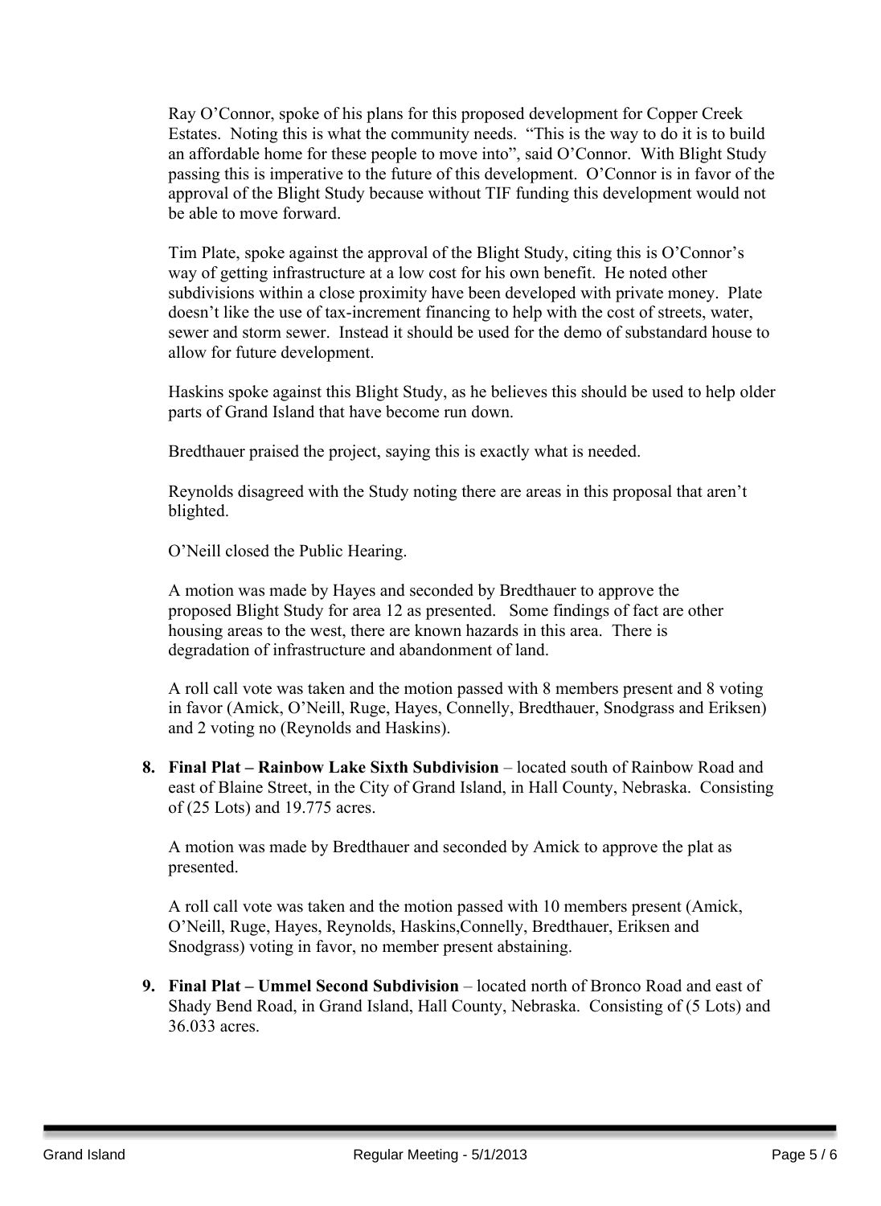Ray O'Connor, spoke of his plans for this proposed development for Copper Creek Estates. Noting this is what the community needs. "This is the way to do it is to build an affordable home for these people to move into", said O'Connor. With Blight Study passing this is imperative to the future of this development. O'Connor is in favor of the approval of the Blight Study because without TIF funding this development would not be able to move forward.

Tim Plate, spoke against the approval of the Blight Study, citing this is O'Connor's way of getting infrastructure at a low cost for his own benefit. He noted other subdivisions within a close proximity have been developed with private money. Plate doesn't like the use of tax-increment financing to help with the cost of streets, water, sewer and storm sewer. Instead it should be used for the demo of substandard house to allow for future development.

Haskins spoke against this Blight Study, as he believes this should be used to help older parts of Grand Island that have become run down.

Bredthauer praised the project, saying this is exactly what is needed.

Reynolds disagreed with the Study noting there are areas in this proposal that aren't blighted.

O'Neill closed the Public Hearing.

A motion was made by Hayes and seconded by Bredthauer to approve the proposed Blight Study for area 12 as presented. Some findings of fact are other housing areas to the west, there are known hazards in this area. There is degradation of infrastructure and abandonment of land.

A roll call vote was taken and the motion passed with 8 members present and 8 voting in favor (Amick, O'Neill, Ruge, Hayes, Connelly, Bredthauer, Snodgrass and Eriksen) and 2 voting no (Reynolds and Haskins).

8. **Final Plat – Rainbow Lake Sixth Subdivision** – located south of Rainbow Road and east of Blaine Street, in the City of Grand Island, in Hall County, Nebraska. Consisting of (25 Lots) and 19.775 acres.

   A motion was made by Bredthauer and seconded by Amick to approve the plat as presented.

   A roll call vote was taken and the motion passed with 10 members present (Amick, O'Neill, Ruge, Hayes, Reynolds, Haskins,Connelly, Bredthauer, Eriksen and Snodgrass) voting in favor, no member present abstaining.

9. **Final Plat – Ummel Second Subdivision** – located north of Bronco Road and east of Shady Bend Road, in Grand Island, Hall County, Nebraska. Consisting of (5 Lots) and 36.033 acres.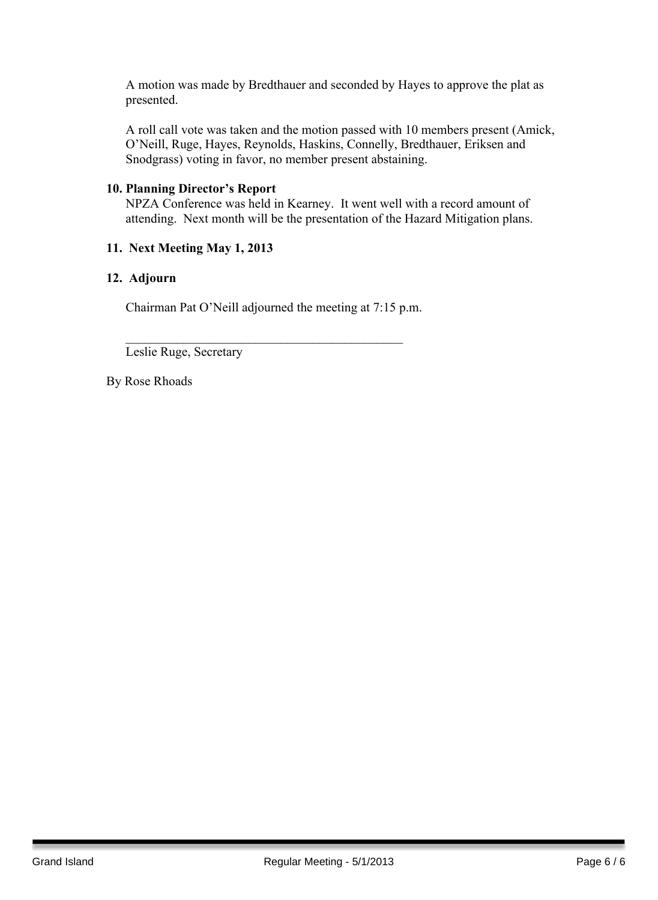A motion was made by Bredthauer and seconded by Hayes to approve the plat as presented.

A roll call vote was taken and the motion passed with 10 members present (Amick, O'Neill, Ruge, Hayes, Reynolds, Haskins, Connelly, Bredthauer, Eriksen and Snodgrass) voting in favor, no member present abstaining.

**10. Planning Director's Report**

NPZA Conference was held in Kearney. It went well with a record amount of attending. Next month will be the presentation of the Hazard Mitigation plans.

**11. Next Meeting May 1, 2013**

**12. Adjourn**

Chairman Pat O'Neill adjourned the meeting at 7:15 p.m.

\_\_\_\_\_\_\_\_\_\_\_\_\_\_\_\_\_\_\_\_\_\_\_\_\_\_\_\_\_\_\_\_\_\_\_\_\_\_\_\_\_\_\_\_

Leslie Ruge, Secretary

By Rose Rhoads